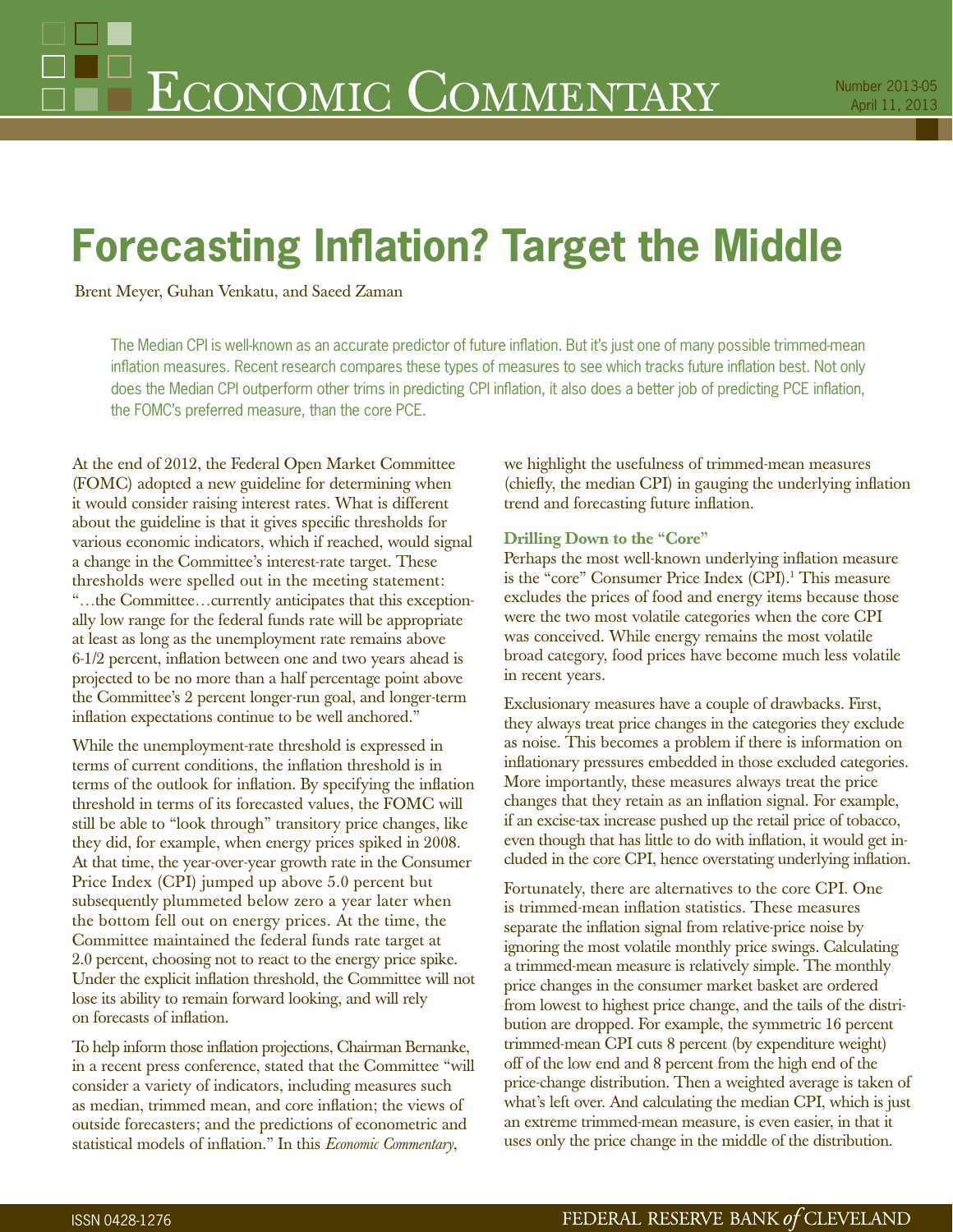# Economic Commentary

Number 2013-05
April 11, 2013

# Forecasting Inflation? Target the Middle

Brent Meyer, Guhan Venkatu, and Saeed Zaman

The Median CPI is well-known as an accurate predictor of future inflation. But it's just one of many possible trimmed-mean inflation measures. Recent research compares these types of measures to see which tracks future inflation best. Not only does the Median CPI outperform other trims in predicting CPI inflation, it also does a better job of predicting PCE inflation, the FOMC's preferred measure, than the core PCE.

At the end of 2012, the Federal Open Market Committee (FOMC) adopted a new guideline for determining when it would consider raising interest rates. What is different about the guideline is that it gives specific thresholds for various economic indicators, which if reached, would signal a change in the Committee's interest-rate target. These thresholds were spelled out in the meeting statement: "…the Committee…currently anticipates that this exceptionally low range for the federal funds rate will be appropriate at least as long as the unemployment rate remains above 6-1/2 percent, inflation between one and two years ahead is projected to be no more than a half percentage point above the Committee's 2 percent longer-run goal, and longer-term inflation expectations continue to be well anchored."

While the unemployment-rate threshold is expressed in terms of current conditions, the inflation threshold is in terms of the outlook for inflation. By specifying the inflation threshold in terms of its forecasted values, the FOMC will still be able to "look through" transitory price changes, like they did, for example, when energy prices spiked in 2008. At that time, the year-over-year growth rate in the Consumer Price Index (CPI) jumped up above 5.0 percent but subsequently plummeted below zero a year later when the bottom fell out on energy prices. At the time, the Committee maintained the federal funds rate target at 2.0 percent, choosing not to react to the energy price spike. Under the explicit inflation threshold, the Committee will not lose its ability to remain forward looking, and will rely on forecasts of inflation.

To help inform those inflation projections, Chairman Bernanke, in a recent press conference, stated that the Committee "will consider a variety of indicators, including measures such as median, trimmed mean, and core inflation; the views of outside forecasters; and the predictions of econometric and statistical models of inflation." In this *Economic Commentary*, we highlight the usefulness of trimmed-mean measures (chiefly, the median CPI) in gauging the underlying inflation trend and forecasting future inflation.

### Drilling Down to the "Core"

Perhaps the most well-known underlying inflation measure is the "core" Consumer Price Index (CPI).[1] This measure excludes the prices of food and energy items because those were the two most volatile categories when the core CPI was conceived. While energy remains the most volatile broad category, food prices have become much less volatile in recent years.

Exclusionary measures have a couple of drawbacks. First, they always treat price changes in the categories they exclude as noise. This becomes a problem if there is information on inflationary pressures embedded in those excluded categories. More importantly, these measures always treat the price changes that they retain as an inflation signal. For example, if an excise-tax increase pushed up the retail price of tobacco, even though that has little to do with inflation, it would get included in the core CPI, hence overstating underlying inflation.

Fortunately, there are alternatives to the core CPI. One is trimmed-mean inflation statistics. These measures separate the inflation signal from relative-price noise by ignoring the most volatile monthly price swings. Calculating a trimmed-mean measure is relatively simple. The monthly price changes in the consumer market basket are ordered from lowest to highest price change, and the tails of the distribution are dropped. For example, the symmetric 16 percent trimmed-mean CPI cuts 8 percent (by expenditure weight) off of the low end and 8 percent from the high end of the price-change distribution. Then a weighted average is taken of what's left over. And calculating the median CPI, which is just an extreme trimmed-mean measure, is even easier, in that it uses only the price change in the middle of the distribution.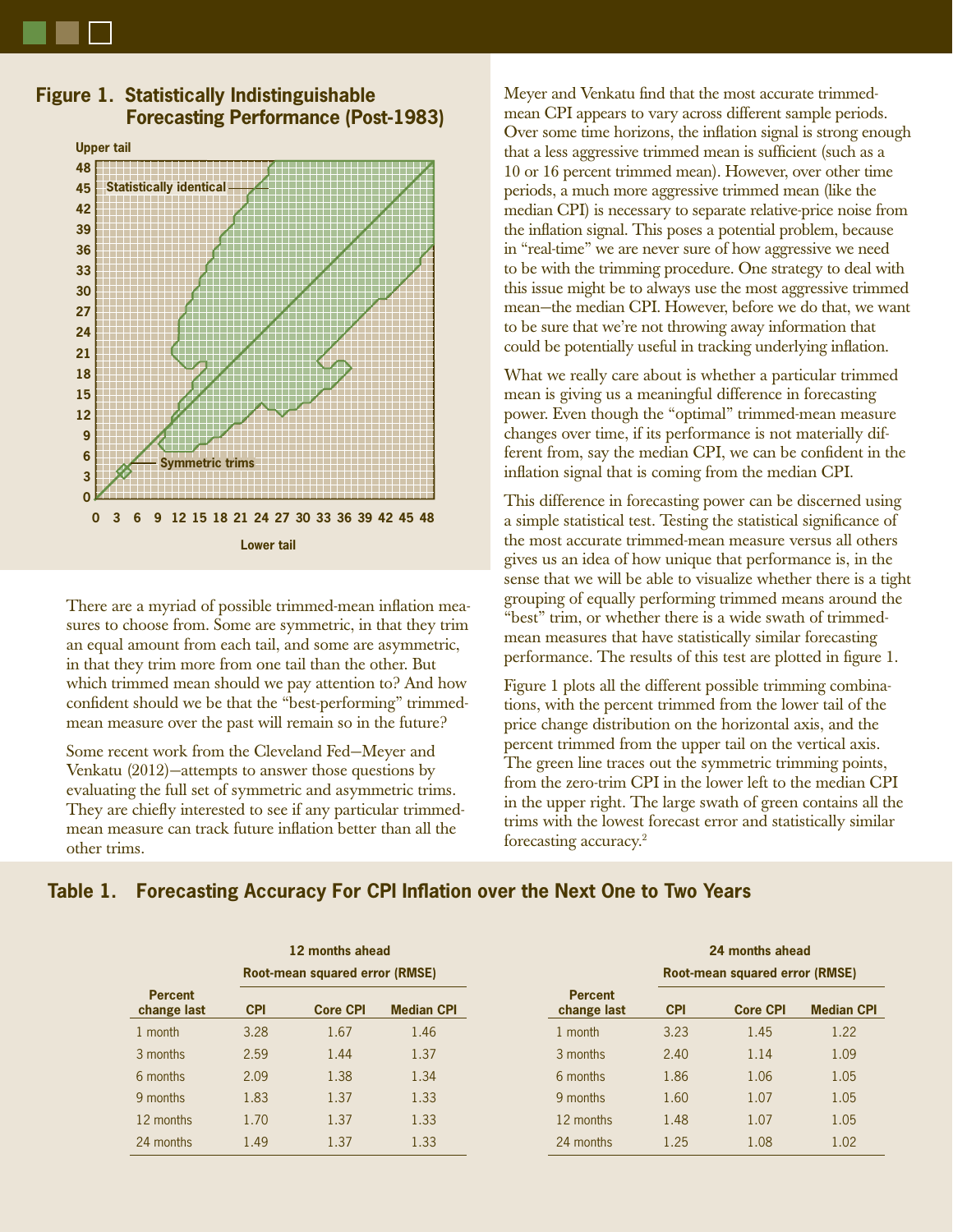## Figure 1. Statistically Indistinguishable Forecasting Performance (Post-1983)

There are a myriad of possible trimmed-mean inflation measures to choose from. Some are symmetric, in that they trim an equal amount from each tail, and some are asymmetric, in that they trim more from one tail than the other. But which trimmed mean should we pay attention to? And how confident should we be that the "best-performing" trimmed-mean measure over the past will remain so in the future?

Some recent work from the Cleveland Fed—Meyer and Venkatu (2012)—attempts to answer those questions by evaluating the full set of symmetric and asymmetric trims. They are chiefly interested to see if any particular trimmed-mean measure can track future inflation better than all the other trims.

Meyer and Venkatu find that the most accurate trimmed-mean CPI appears to vary across different sample periods. Over some time horizons, the inflation signal is strong enough that a less aggressive trimmed mean is sufficient (such as a 10 or 16 percent trimmed mean). However, over other time periods, a much more aggressive trimmed mean (like the median CPI) is necessary to separate relative-price noise from the inflation signal. This poses a potential problem, because in "real-time" we are never sure of how aggressive we need to be with the trimming procedure. One strategy to deal with this issue might be to always use the most aggressive trimmed mean—the median CPI. However, before we do that, we want to be sure that we're not throwing away information that could be potentially useful in tracking underlying inflation.

What we really care about is whether a particular trimmed mean is giving us a meaningful difference in forecasting power. Even though the "optimal" trimmed-mean measure changes over time, if its performance is not materially different from, say the median CPI, we can be confident in the inflation signal that is coming from the median CPI.

This difference in forecasting power can be discerned using a simple statistical test. Testing the statistical significance of the most accurate trimmed-mean measure versus all others gives us an idea of how unique that performance is, in the sense that we will be able to visualize whether there is a tight grouping of equally performing trimmed means around the "best" trim, or whether there is a wide swath of trimmed-mean measures that have statistically similar forecasting performance. The results of this test are plotted in figure 1.

Figure 1 plots all the different possible trimming combinations, with the percent trimmed from the lower tail of the price change distribution on the horizontal axis, and the percent trimmed from the upper tail on the vertical axis. The green line traces out the symmetric trimming points, from the zero-trim CPI in the lower left to the median CPI in the upper right. The large swath of green contains all the trims with the lowest forecast error and statistically similar forecasting accuracy.[2]

## Table 1. Forecasting Accuracy For CPI Inflation over the Next One to Two Years

| | 12 months ahead | | | 24 months ahead | | |
|---|---|---|---|---|---|---|
| | Root-mean squared error (RMSE) | | | Root-mean squared error (RMSE) | | |
| Percent change last | CPI | Core CPI | Median CPI | CPI | Core CPI | Median CPI |
| 1 month | 3.28 | 1.67 | 1.46 | 3.23 | 1.45 | 1.22 |
| 3 months | 2.59 | 1.44 | 1.37 | 2.40 | 1.14 | 1.09 |
| 6 months | 2.09 | 1.38 | 1.34 | 1.86 | 1.06 | 1.05 |
| 9 months | 1.83 | 1.37 | 1.33 | 1.60 | 1.07 | 1.05 |
| 12 months | 1.70 | 1.37 | 1.33 | 1.48 | 1.07 | 1.05 |
| 24 months | 1.49 | 1.37 | 1.33 | 1.25 | 1.08 | 1.02 |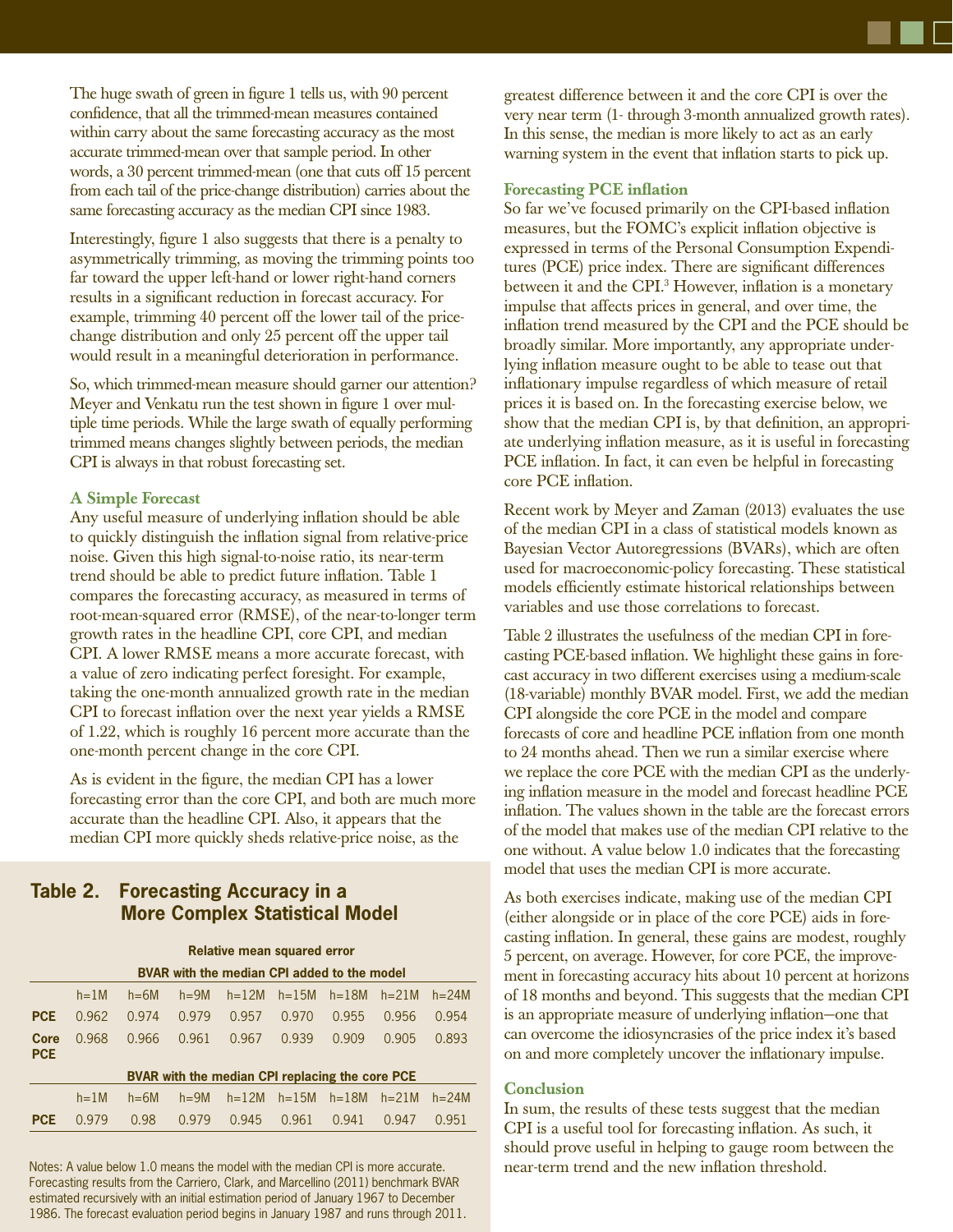The huge swath of green in figure 1 tells us, with 90 percent confidence, that all the trimmed-mean measures contained within carry about the same forecasting accuracy as the most accurate trimmed-mean over that sample period. In other words, a 30 percent trimmed-mean (one that cuts off 15 percent from each tail of the price-change distribution) carries about the same forecasting accuracy as the median CPI since 1983.

Interestingly, figure 1 also suggests that there is a penalty to asymmetrically trimming, as moving the trimming points too far toward the upper left-hand or lower right-hand corners results in a significant reduction in forecast accuracy. For example, trimming 40 percent off the lower tail of the price-change distribution and only 25 percent off the upper tail would result in a meaningful deterioration in performance.

So, which trimmed-mean measure should garner our attention? Meyer and Venkatu run the test shown in figure 1 over multiple time periods. While the large swath of equally performing trimmed means changes slightly between periods, the median CPI is always in that robust forecasting set.

### A Simple Forecast

Any useful measure of underlying inflation should be able to quickly distinguish the inflation signal from relative-price noise. Given this high signal-to-noise ratio, its near-term trend should be able to predict future inflation. Table 1 compares the forecasting accuracy, as measured in terms of root-mean-squared error (RMSE), of the near-to-longer term growth rates in the headline CPI, core CPI, and median CPI. A lower RMSE means a more accurate forecast, with a value of zero indicating perfect foresight. For example, taking the one-month annualized growth rate in the median CPI to forecast inflation over the next year yields a RMSE of 1.22, which is roughly 16 percent more accurate than the one-month percent change in the core CPI.

As is evident in the figure, the median CPI has a lower forecasting error than the core CPI, and both are much more accurate than the headline CPI. Also, it appears that the median CPI more quickly sheds relative-price noise, as the greatest difference between it and the core CPI is over the very near term (1- through 3-month annualized growth rates). In this sense, the median is more likely to act as an early warning system in the event that inflation starts to pick up.

### Forecasting PCE inflation

So far we've focused primarily on the CPI-based inflation measures, but the FOMC's explicit inflation objective is expressed in terms of the Personal Consumption Expenditures (PCE) price index. There are significant differences between it and the CPI.[3] However, inflation is a monetary impulse that affects prices in general, and over time, the inflation trend measured by the CPI and the PCE should be broadly similar. More importantly, any appropriate underlying inflation measure ought to be able to tease out that inflationary impulse regardless of which measure of retail prices it is based on. In the forecasting exercise below, we show that the median CPI is, by that definition, an appropriate underlying inflation measure, as it is useful in forecasting PCE inflation. In fact, it can even be helpful in forecasting core PCE inflation.

Recent work by Meyer and Zaman (2013) evaluates the use of the median CPI in a class of statistical models known as Bayesian Vector Autoregressions (BVARs), which are often used for macroeconomic-policy forecasting. These statistical models efficiently estimate historical relationships between variables and use those correlations to forecast.

Table 2 illustrates the usefulness of the median CPI in forecasting PCE-based inflation. We highlight these gains in forecast accuracy in two different exercises using a medium-scale (18-variable) monthly BVAR model. First, we add the median CPI alongside the core PCE in the model and compare forecasts of core and headline PCE inflation from one month to 24 months ahead. Then we run a similar exercise where we replace the core PCE with the median CPI as the underlying inflation measure in the model and forecast headline PCE inflation. The values shown in the table are the forecast errors of the model that makes use of the median CPI relative to the one without. A value below 1.0 indicates that the forecasting model that uses the median CPI is more accurate.

As both exercises indicate, making use of the median CPI (either alongside or in place of the core PCE) aids in forecasting inflation. In general, these gains are modest, roughly 5 percent, on average. However, for core PCE, the improvement in forecasting accuracy hits about 10 percent at horizons of 18 months and beyond. This suggests that the median CPI is an appropriate measure of underlying inflation—one that can overcome the idiosyncrasies of the price index it's based on and more completely uncover the inflationary impulse.

### Conclusion

In sum, the results of these tests suggest that the median CPI is a useful tool for forecasting inflation. As such, it should prove useful in helping to gauge room between the near-term trend and the new inflation threshold.

**Table 2. Forecasting Accuracy in a More Complex Statistical Model**

**Relative mean squared error**

**BVAR with the median CPI added to the model**

| | h=1M | h=6M | h=9M | h=12M | h=15M | h=18M | h=21M | h=24M |
|---|---|---|---|---|---|---|---|---|
| **PCE** | 0.962 | 0.974 | 0.979 | 0.957 | 0.970 | 0.955 | 0.956 | 0.954 |
| **Core PCE** | 0.968 | 0.966 | 0.961 | 0.967 | 0.939 | 0.909 | 0.905 | 0.893 |

**BVAR with the median CPI replacing the core PCE**

| | h=1M | h=6M | h=9M | h=12M | h=15M | h=18M | h=21M | h=24M |
|---|---|---|---|---|---|---|---|---|
| **PCE** | 0.979 | 0.98 | 0.979 | 0.945 | 0.961 | 0.941 | 0.947 | 0.951 |

Notes: A value below 1.0 means the model with the median CPI is more accurate. Forecasting results from the Carriero, Clark, and Marcellino (2011) benchmark BVAR estimated recursively with an initial estimation period of January 1967 to December 1986. The forecast evaluation period begins in January 1987 and runs through 2011.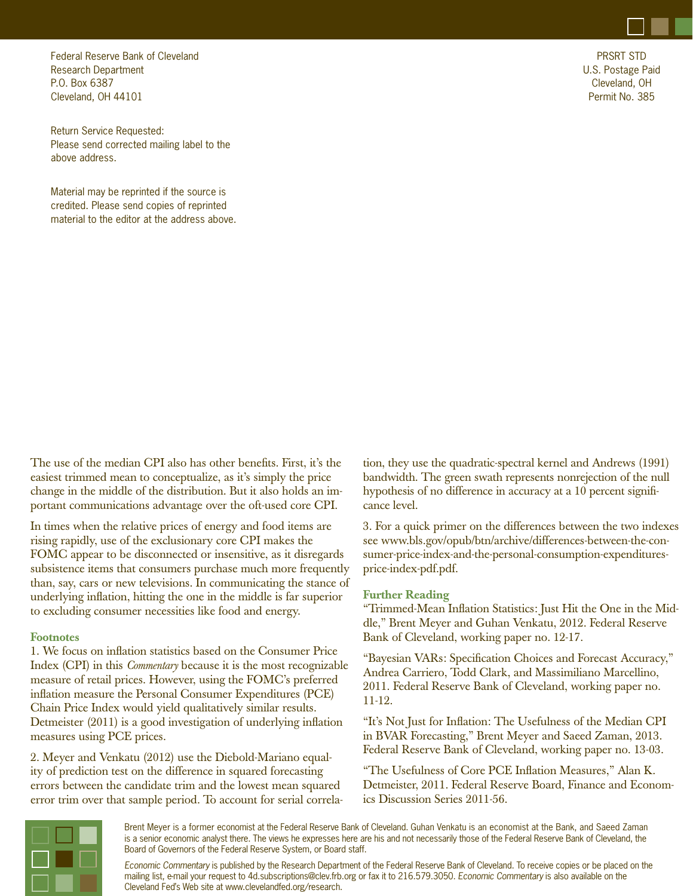Federal Reserve Bank of Cleveland
Research Department
P.O. Box 6387
Cleveland, OH 44101

PRSRT STD
U.S. Postage Paid
Cleveland, OH
Permit No. 385

Return Service Requested:
Please send corrected mailing label to the above address.

Material may be reprinted if the source is credited. Please send copies of reprinted material to the editor at the address above.

The use of the median CPI also has other benefits. First, it's the easiest trimmed mean to conceptualize, as it's simply the price change in the middle of the distribution. But it also holds an important communications advantage over the oft-used core CPI.

In times when the relative prices of energy and food items are rising rapidly, use of the exclusionary core CPI makes the FOMC appear to be disconnected or insensitive, as it disregards subsistence items that consumers purchase much more frequently than, say, cars or new televisions. In communicating the stance of underlying inflation, hitting the one in the middle is far superior to excluding consumer necessities like food and energy.

### Footnotes

1. We focus on inflation statistics based on the Consumer Price Index (CPI) in this *Commentary* because it is the most recognizable measure of retail prices. However, using the FOMC's preferred inflation measure the Personal Consumer Expenditures (PCE) Chain Price Index would yield qualitatively similar results. Detmeister (2011) is a good investigation of underlying inflation measures using PCE prices.

2. Meyer and Venkatu (2012) use the Diebold-Mariano equality of prediction test on the difference in squared forecasting errors between the candidate trim and the lowest mean squared error trim over that sample period. To account for serial correlation, they use the quadratic-spectral kernel and Andrews (1991) bandwidth. The green swath represents nonrejection of the null hypothesis of no difference in accuracy at a 10 percent significance level.

3. For a quick primer on the differences between the two indexes see www.bls.gov/opub/btn/archive/differences-between-the-consumer-price-index-and-the-personal-consumption-expenditures-price-index-pdf.pdf.

### Further Reading

"Trimmed-Mean Inflation Statistics: Just Hit the One in the Middle," Brent Meyer and Guhan Venkatu, 2012. Federal Reserve Bank of Cleveland, working paper no. 12-17.

"Bayesian VARs: Specification Choices and Forecast Accuracy," Andrea Carriero, Todd Clark, and Massimiliano Marcellino, 2011. Federal Reserve Bank of Cleveland, working paper no. 11-12.

"It's Not Just for Inflation: The Usefulness of the Median CPI in BVAR Forecasting," Brent Meyer and Saeed Zaman, 2013. Federal Reserve Bank of Cleveland, working paper no. 13-03.

"The Usefulness of Core PCE Inflation Measures," Alan K. Detmeister, 2011. Federal Reserve Board, Finance and Economics Discussion Series 2011-56.

Brent Meyer is a former economist at the Federal Reserve Bank of Cleveland. Guhan Venkatu is an economist at the Bank, and Saeed Zaman is a senior economic analyst there. The views he expresses here are his and not necessarily those of the Federal Reserve Bank of Cleveland, the Board of Governors of the Federal Reserve System, or Board staff.

*Economic Commentary* is published by the Research Department of the Federal Reserve Bank of Cleveland. To receive copies or be placed on the mailing list, e-mail your request to 4d.subscriptions@clev.frb.org or fax it to 216.579.3050. *Economic Commentary* is also available on the Cleveland Fed's Web site at www.clevelandfed.org/research.